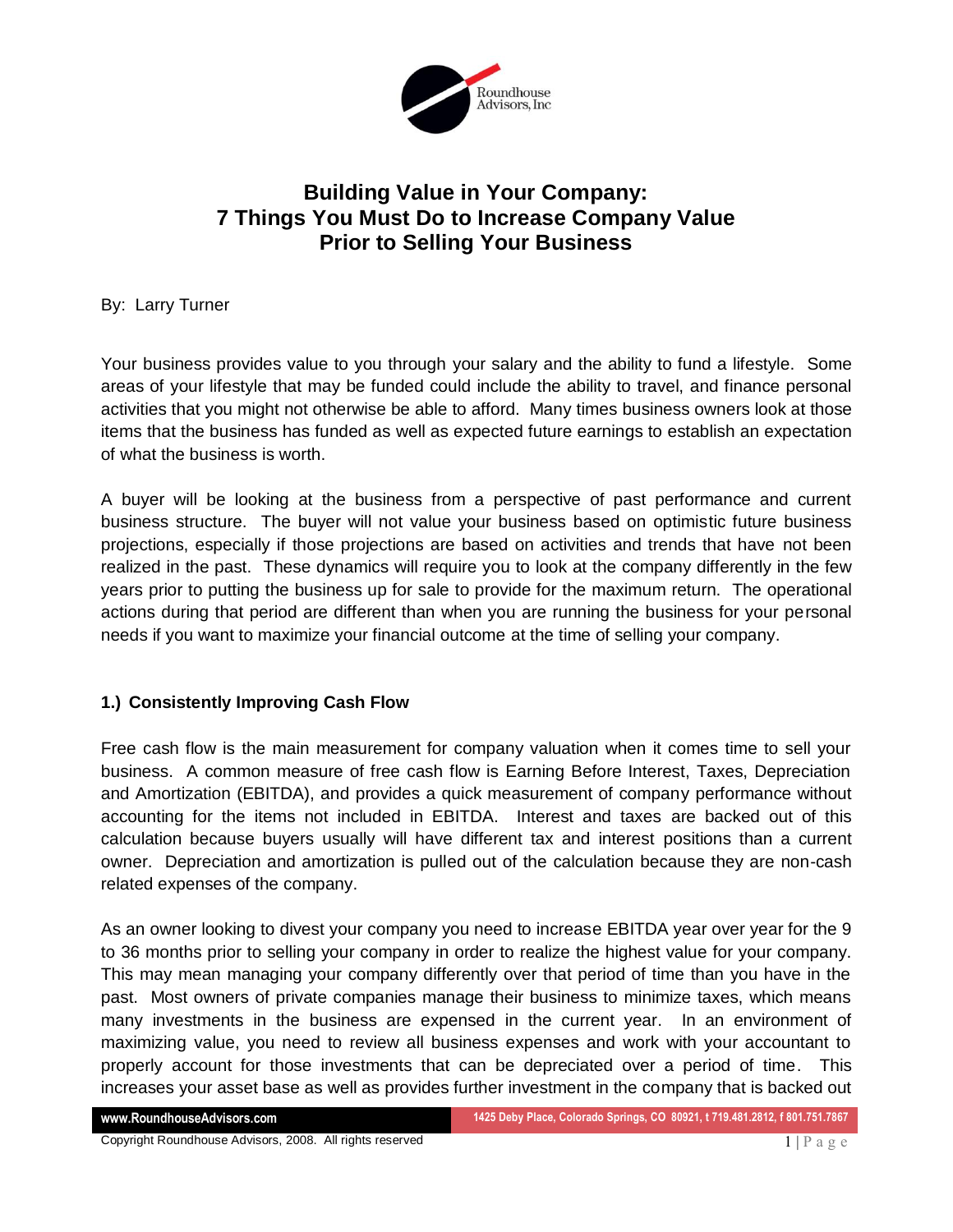# Building Value in Your Company: 7 Things You Must Do to Increase Company Value Prior to Selling Your Business

By: Larry Turner

Your business provides value to you through your salary and the ability to fund a lifestyle. Some areas of your lifestyle that may be funded could include the ability to travel, and finance personal activities that you might not otherwise be able to afford. Many times business owners look at those items that the business has funded as well as expected future earnings to establish an expectation of what the business is worth.

A buyer will be looking at the business from a perspective of past performance and current business structure. The buyer will not value your business based on optimistic future business projections, especially if those projections are based on activities and trends that have not been realized in the past. These dynamics will require you to look at the company differently in the few years prior to putting the business up for sale to provide for the maximum return. The operational actions during that period are different than when you are running the business for your personal needs if you want to maximize your financial outcome at the time of selling your company.

## 1.) Consistently Improving Cash Flow

Free cash flow is the main measurement for company valuation when it comes time to sell your business. A common measure of free cash flow is Earning Before Interest, Taxes, Depreciation and Amortization (EBITDA), and provides a quick measurement of company performance without accounting for the items not included in EBITDA. Interest and taxes are backed out of this calculation because buyers usually will have different tax and interest positions than a current owner. Depreciation and amortization is pulled out of the calculation because they are non-cash related expenses of the company.

As an owner looking to divest your company you need to increase EBITDA year over year for the 9 to 36 months prior to selling your company in order to realize the highest value for your company. This may mean managing your company differently over that period of time than you have in the past. Most owners of private companies manage their business to minimize taxes, which means many investments in the business are expensed in the current year. In an environment of maximizing value, you need to review all business expenses and work with your accountant to properly account for those investments that can be depreciated over a period of time. This increases your asset base as well as provides further investment in the company that is backed out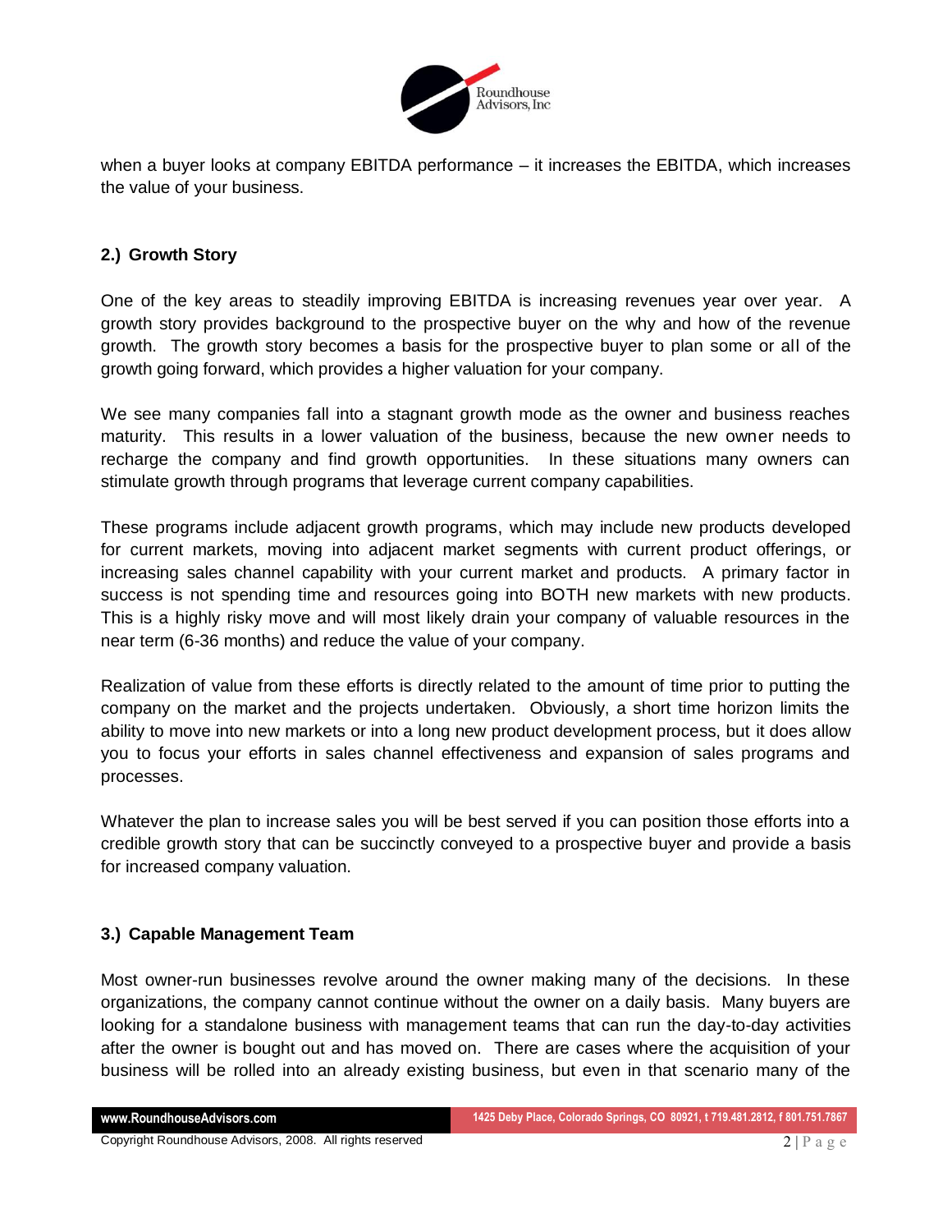when a buyer looks at company EBITDA performance – it increases the EBITDA, which increases the value of your business.

### 2.) Growth Story

One of the key areas to steadily improving EBITDA is increasing revenues year over year. A growth story provides background to the prospective buyer on the why and how of the revenue growth. The growth story becomes a basis for the prospective buyer to plan some or all of the growth going forward, which provides a higher valuation for your company.

We see many companies fall into a stagnant growth mode as the owner and business reaches maturity. This results in a lower valuation of the business, because the new owner needs to recharge the company and find growth opportunities. In these situations many owners can stimulate growth through programs that leverage current company capabilities.

These programs include adjacent growth programs, which may include new products developed for current markets, moving into adjacent market segments with current product offerings, or increasing sales channel capability with your current market and products. A primary factor in success is not spending time and resources going into BOTH new markets with new products. This is a highly risky move and will most likely drain your company of valuable resources in the near term (6-36 months) and reduce the value of your company.

Realization of value from these efforts is directly related to the amount of time prior to putting the company on the market and the projects undertaken. Obviously, a short time horizon limits the ability to move into new markets or into a long new product development process, but it does allow you to focus your efforts in sales channel effectiveness and expansion of sales programs and processes.

Whatever the plan to increase sales you will be best served if you can position those efforts into a credible growth story that can be succinctly conveyed to a prospective buyer and provide a basis for increased company valuation.

### 3.) Capable Management Team

Most owner-run businesses revolve around the owner making many of the decisions. In these organizations, the company cannot continue without the owner on a daily basis. Many buyers are looking for a standalone business with management teams that can run the day-to-day activities after the owner is bought out and has moved on. There are cases where the acquisition of your business will be rolled into an already existing business, but even in that scenario many of the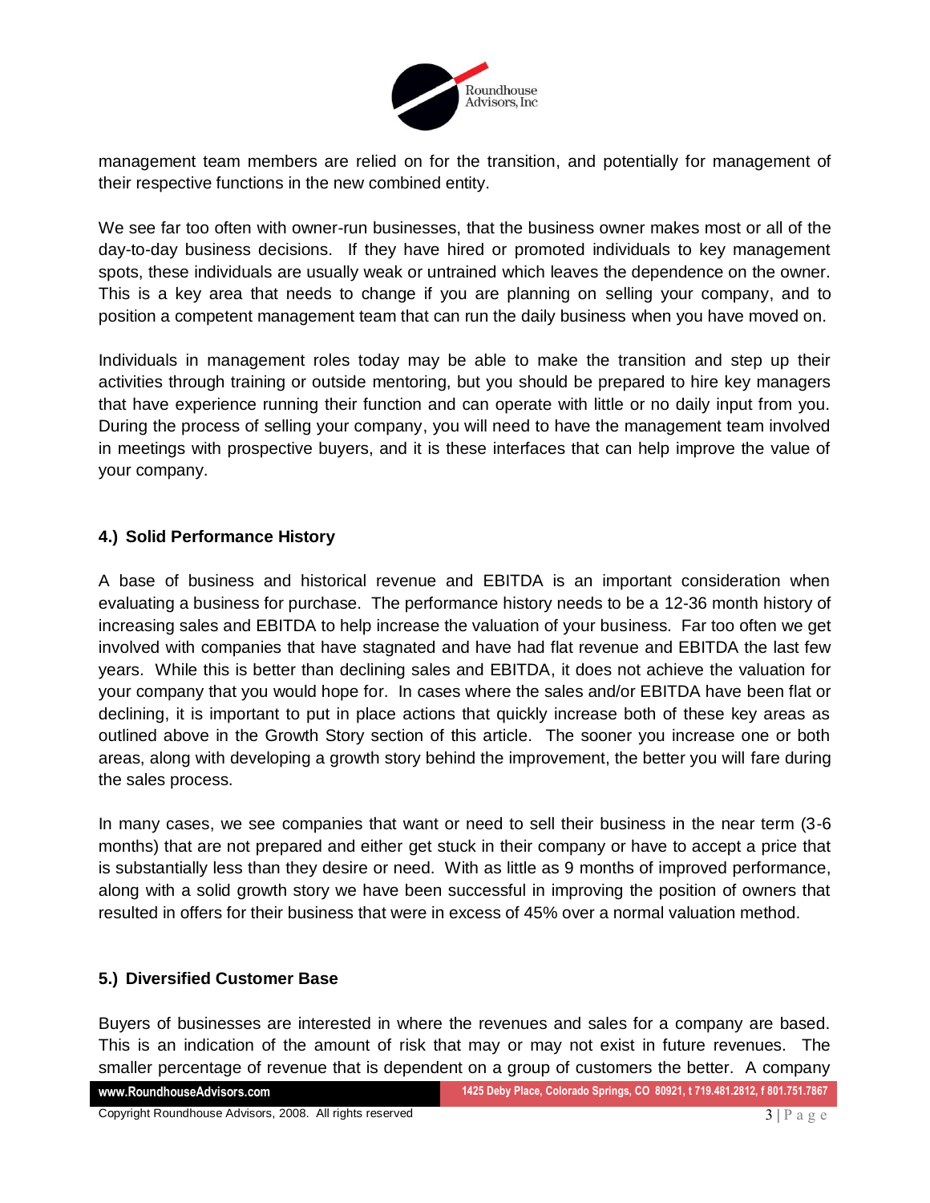management team members are relied on for the transition, and potentially for management of their respective functions in the new combined entity.

We see far too often with owner-run businesses, that the business owner makes most or all of the day-to-day business decisions. If they have hired or promoted individuals to key management spots, these individuals are usually weak or untrained which leaves the dependence on the owner. This is a key area that needs to change if you are planning on selling your company, and to position a competent management team that can run the daily business when you have moved on.

Individuals in management roles today may be able to make the transition and step up their activities through training or outside mentoring, but you should be prepared to hire key managers that have experience running their function and can operate with little or no daily input from you. During the process of selling your company, you will need to have the management team involved in meetings with prospective buyers, and it is these interfaces that can help improve the value of your company.

### 4.) Solid Performance History

A base of business and historical revenue and EBITDA is an important consideration when evaluating a business for purchase. The performance history needs to be a 12-36 month history of increasing sales and EBITDA to help increase the valuation of your business. Far too often we get involved with companies that have stagnated and have had flat revenue and EBITDA the last few years. While this is better than declining sales and EBITDA, it does not achieve the valuation for your company that you would hope for. In cases where the sales and/or EBITDA have been flat or declining, it is important to put in place actions that quickly increase both of these key areas as outlined above in the Growth Story section of this article. The sooner you increase one or both areas, along with developing a growth story behind the improvement, the better you will fare during the sales process.

In many cases, we see companies that want or need to sell their business in the near term (3-6 months) that are not prepared and either get stuck in their company or have to accept a price that is substantially less than they desire or need. With as little as 9 months of improved performance, along with a solid growth story we have been successful in improving the position of owners that resulted in offers for their business that were in excess of 45% over a normal valuation method.

### 5.) Diversified Customer Base

Buyers of businesses are interested in where the revenues and sales for a company are based. This is an indication of the amount of risk that may or may not exist in future revenues. The smaller percentage of revenue that is dependent on a group of customers the better. A company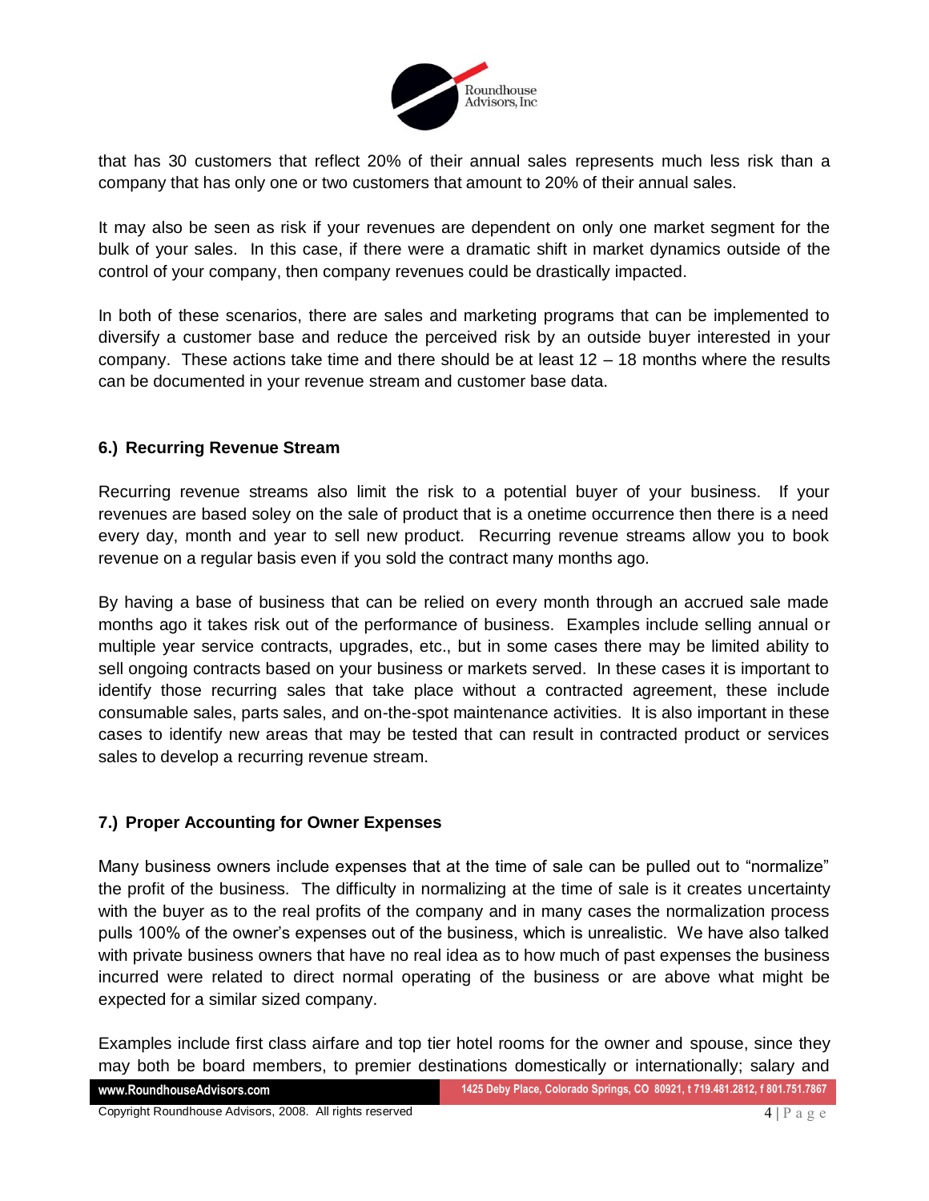that has 30 customers that reflect 20% of their annual sales represents much less risk than a company that has only one or two customers that amount to 20% of their annual sales.

It may also be seen as risk if your revenues are dependent on only one market segment for the bulk of your sales. In this case, if there were a dramatic shift in market dynamics outside of the control of your company, then company revenues could be drastically impacted.

In both of these scenarios, there are sales and marketing programs that can be implemented to diversify a customer base and reduce the perceived risk by an outside buyer interested in your company. These actions take time and there should be at least 12 – 18 months where the results can be documented in your revenue stream and customer base data.

### 6.) Recurring Revenue Stream

Recurring revenue streams also limit the risk to a potential buyer of your business. If your revenues are based soley on the sale of product that is a onetime occurrence then there is a need every day, month and year to sell new product. Recurring revenue streams allow you to book revenue on a regular basis even if you sold the contract many months ago.

By having a base of business that can be relied on every month through an accrued sale made months ago it takes risk out of the performance of business. Examples include selling annual or multiple year service contracts, upgrades, etc., but in some cases there may be limited ability to sell ongoing contracts based on your business or markets served. In these cases it is important to identify those recurring sales that take place without a contracted agreement, these include consumable sales, parts sales, and on-the-spot maintenance activities. It is also important in these cases to identify new areas that may be tested that can result in contracted product or services sales to develop a recurring revenue stream.

### 7.) Proper Accounting for Owner Expenses

Many business owners include expenses that at the time of sale can be pulled out to "normalize" the profit of the business. The difficulty in normalizing at the time of sale is it creates uncertainty with the buyer as to the real profits of the company and in many cases the normalization process pulls 100% of the owner's expenses out of the business, which is unrealistic. We have also talked with private business owners that have no real idea as to how much of past expenses the business incurred were related to direct normal operating of the business or are above what might be expected for a similar sized company.

Examples include first class airfare and top tier hotel rooms for the owner and spouse, since they may both be board members, to premier destinations domestically or internationally; salary and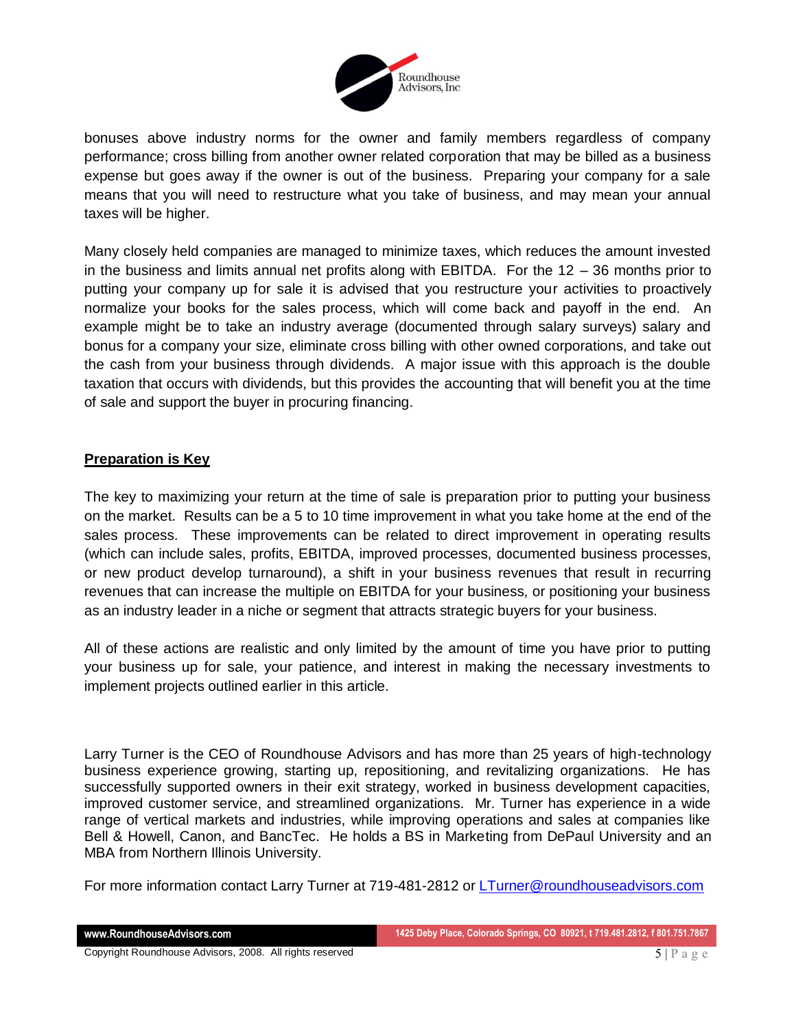bonuses above industry norms for the owner and family members regardless of company performance; cross billing from another owner related corporation that may be billed as a business expense but goes away if the owner is out of the business. Preparing your company for a sale means that you will need to restructure what you take of business, and may mean your annual taxes will be higher.

Many closely held companies are managed to minimize taxes, which reduces the amount invested in the business and limits annual net profits along with EBITDA. For the 12 – 36 months prior to putting your company up for sale it is advised that you restructure your activities to proactively normalize your books for the sales process, which will come back and payoff in the end. An example might be to take an industry average (documented through salary surveys) salary and bonus for a company your size, eliminate cross billing with other owned corporations, and take out the cash from your business through dividends. A major issue with this approach is the double taxation that occurs with dividends, but this provides the accounting that will benefit you at the time of sale and support the buyer in procuring financing.

## Preparation is Key

The key to maximizing your return at the time of sale is preparation prior to putting your business on the market. Results can be a 5 to 10 time improvement in what you take home at the end of the sales process. These improvements can be related to direct improvement in operating results (which can include sales, profits, EBITDA, improved processes, documented business processes, or new product develop turnaround), a shift in your business revenues that result in recurring revenues that can increase the multiple on EBITDA for your business, or positioning your business as an industry leader in a niche or segment that attracts strategic buyers for your business.

All of these actions are realistic and only limited by the amount of time you have prior to putting your business up for sale, your patience, and interest in making the necessary investments to implement projects outlined earlier in this article.

Larry Turner is the CEO of Roundhouse Advisors and has more than 25 years of high-technology business experience growing, starting up, repositioning, and revitalizing organizations. He has successfully supported owners in their exit strategy, worked in business development capacities, improved customer service, and streamlined organizations. Mr. Turner has experience in a wide range of vertical markets and industries, while improving operations and sales at companies like Bell & Howell, Canon, and BancTec. He holds a BS in Marketing from DePaul University and an MBA from Northern Illinois University.

For more information contact Larry Turner at 719-481-2812 or LTurner@roundhouseadvisors.com